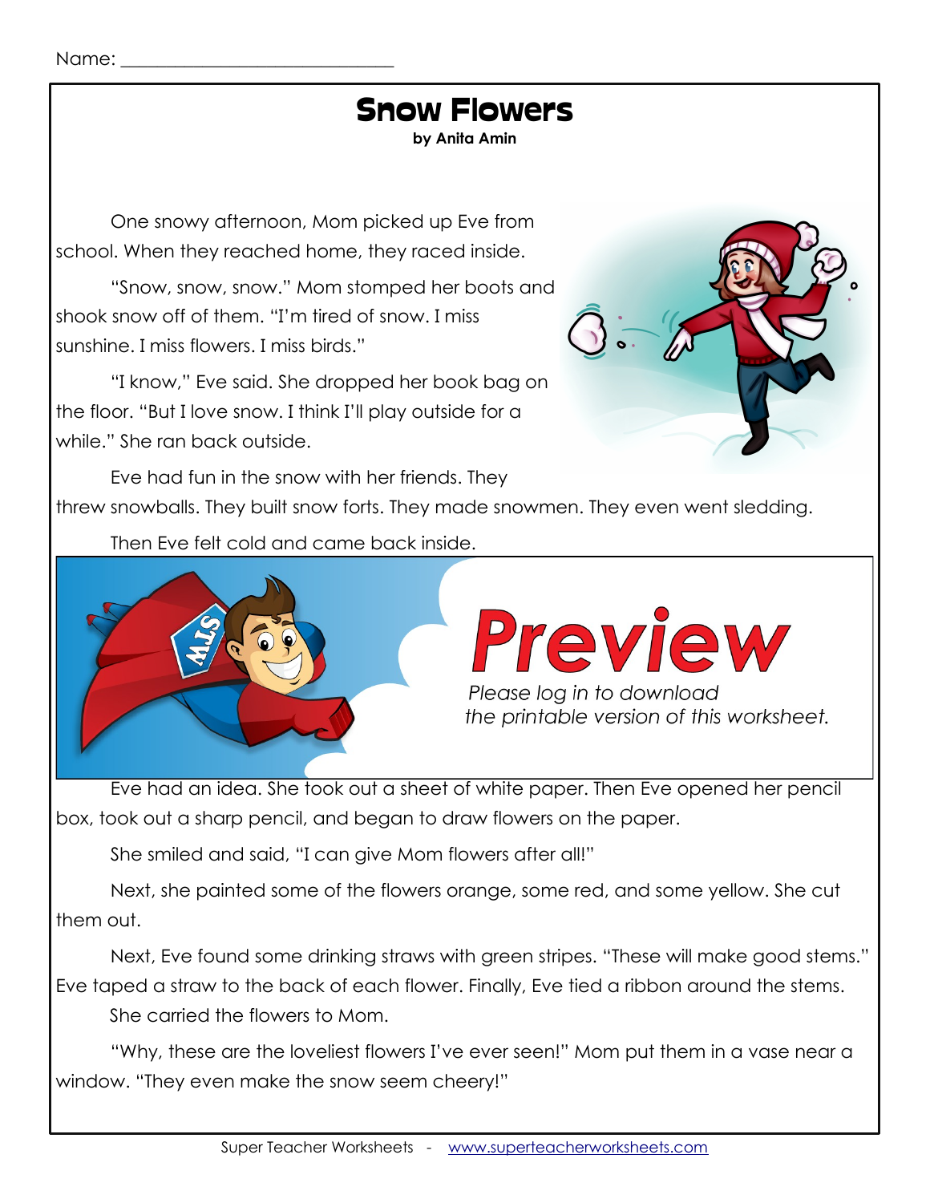Name: ______________________________

# Snow Flowers

**by Anita Amin**

One snowy afternoon, Mom picked up Eve from school. When they reached home, they raced inside.

"Snow, snow, snow." Mom stomped her boots and shook snow off of them. "I'm tired of snow. I miss sunshine. I miss flowers. I miss birds."

"I know," Eve said. She dropped her book bag on the floor. "But I love snow. I think I'll play outside for a while." She ran back outside.

Eve had fun in the snow with her friends. They threw snowballs. They built snow forts. They made snowmen. They even went sledding.

Then Eve felt cold and came back inside.

Preview

*Please log in to download the printable version of this worksheet.*

Eve had an idea. She took out a sheet of white paper. Then Eve opened her pencil box, took out a sharp pencil, and began to draw flowers on the paper.

She smiled and said, "I can give Mom flowers after all!"

Next, she painted some of the flowers orange, some red, and some yellow. She cut them out.

Next, Eve found some drinking straws with green stripes. "These will make good stems." Eve taped a straw to the back of each flower. Finally, Eve tied a ribbon around the stems.

She carried the flowers to Mom.

"Why, these are the loveliest flowers I've ever seen!" Mom put them in a vase near a window. "They even make the snow seem cheery!"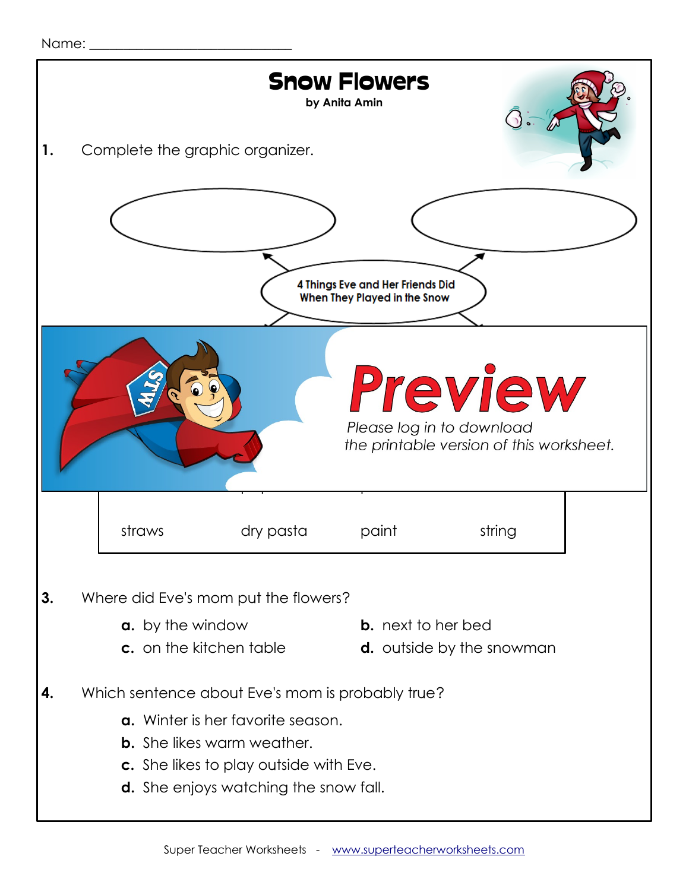Name: ___________________________

# Snow Flowers

**by Anita Amin**

**1.** Complete the graphic organizer.

4 Things Eve and Her Friends Did When They Played in the Snow

Preview

*Please log in to download the printable version of this worksheet.*

| | | | |
|---|---|---|---|
| straws | dry pasta | paint | string |

**3.** Where did Eve's mom put the flowers?

**a.** by the window
**b.** next to her bed
**c.** on the kitchen table
**d.** outside by the snowman

**4.** Which sentence about Eve's mom is probably true?

**a.** Winter is her favorite season.
**b.** She likes warm weather.
**c.** She likes to play outside with Eve.
**d.** She enjoys watching the snow fall.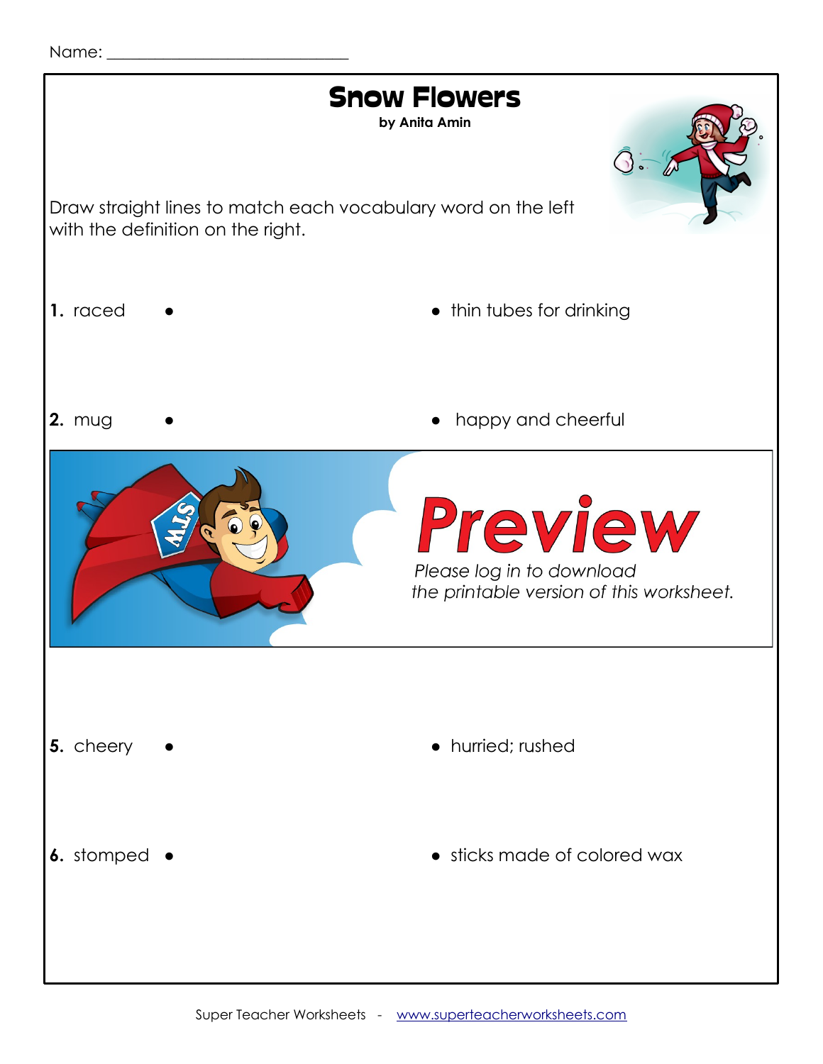Name: ______________________________

# Snow Flowers

**by Anita Amin**

Draw straight lines to match each vocabulary word on the left with the definition on the right.

| | |
|---|---|
| **1.** raced • | • thin tubes for drinking |
| **2.** mug • | • happy and cheerful |

***Preview***

*Please log in to download the printable version of this worksheet.*

| | |
|---|---|
| **5.** cheery • | • hurried; rushed |
| **6.** stomped • | • sticks made of colored wax |

Super Teacher Worksheets - www.superteacherworksheets.com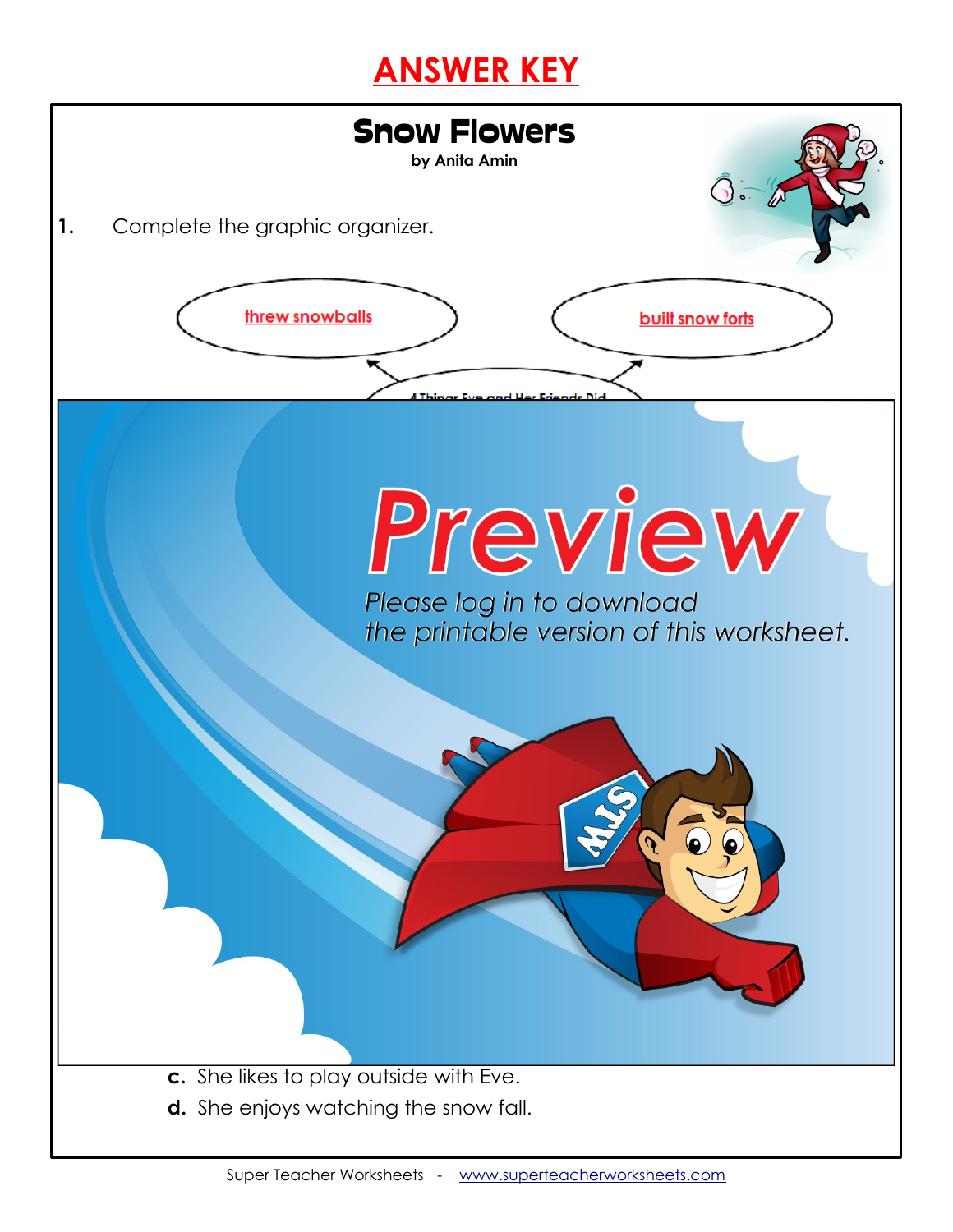## ANSWER KEY

# Snow Flowers

**by Anita Amin**

**1.** Complete the graphic organizer.

threw snowballs

built snow forts

4 Things Eve and Her Friends Did

Preview

*Please log in to download the printable version of this worksheet.*

**c.** She likes to play outside with Eve.

**d.** She enjoys watching the snow fall.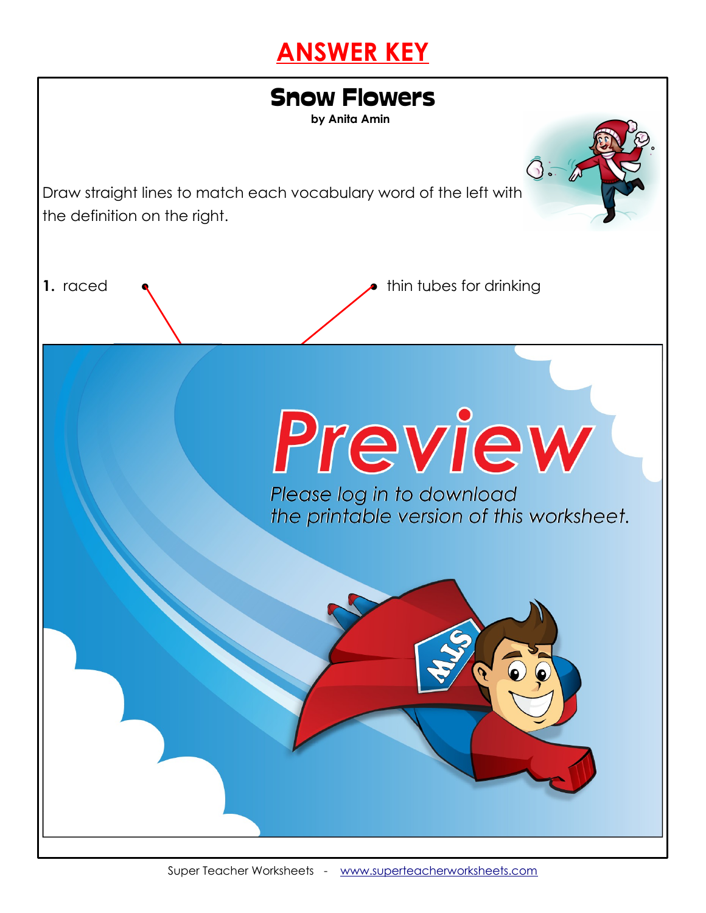# ANSWER KEY

## Snow Flowers

**by Anita Amin**

Draw straight lines to match each vocabulary word of the left with the definition on the right.

**1.** raced • • thin tubes for drinking

Preview

*Please log in to download the printable version of this worksheet.*